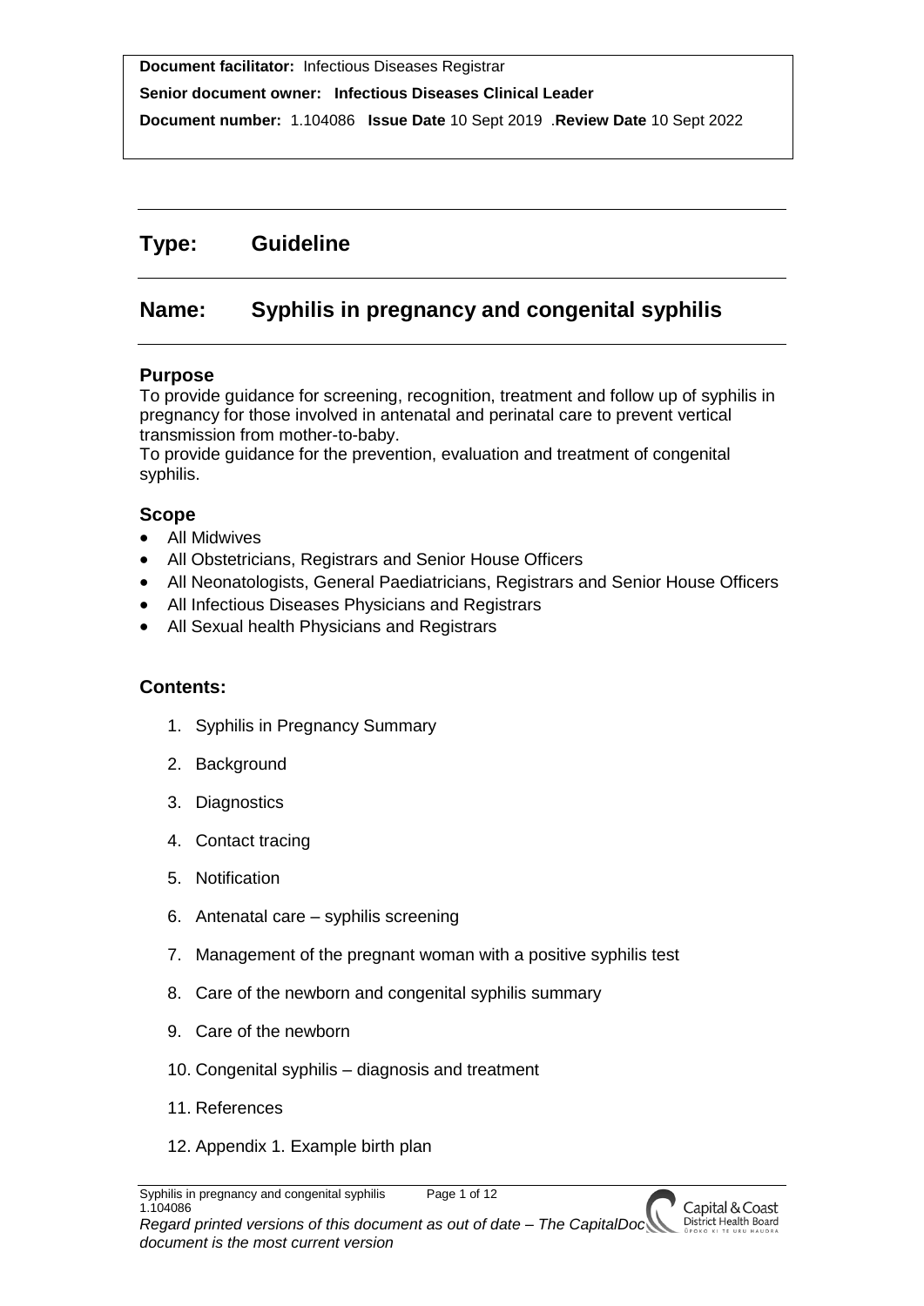**Document facilitator:** Infectious Diseases Registrar

**Senior document owner: Infectious Diseases Clinical Leader**

**Document number:** 1.104086 **Issue Date** 10 Sept 2019 .**Review Date** 10 Sept 2022

# Type: Guideline

# Name: Syphilis in pregnancy and congenital syphilis

## Purpose

To provide guidance for screening, recognition, treatment and follow up of syphilis in pregnancy for those involved in antenatal and perinatal care to prevent vertical transmission from mother-to-baby.

To provide guidance for the prevention, evaluation and treatment of congenital syphilis.

## Scope

- All Midwives
- All Obstetricians, Registrars and Senior House Officers
- All Neonatologists, General Paediatricians, Registrars and Senior House Officers
- All Infectious Diseases Physicians and Registrars
- All Sexual health Physicians and Registrars

## Contents:

1. Syphilis in Pregnancy Summary
2. Background
3. Diagnostics
4. Contact tracing
5. Notification
6. Antenatal care – syphilis screening
7. Management of the pregnant woman with a positive syphilis test
8. Care of the newborn and congenital syphilis summary
9. Care of the newborn
10. Congenital syphilis – diagnosis and treatment
11. References
12. Appendix 1. Example birth plan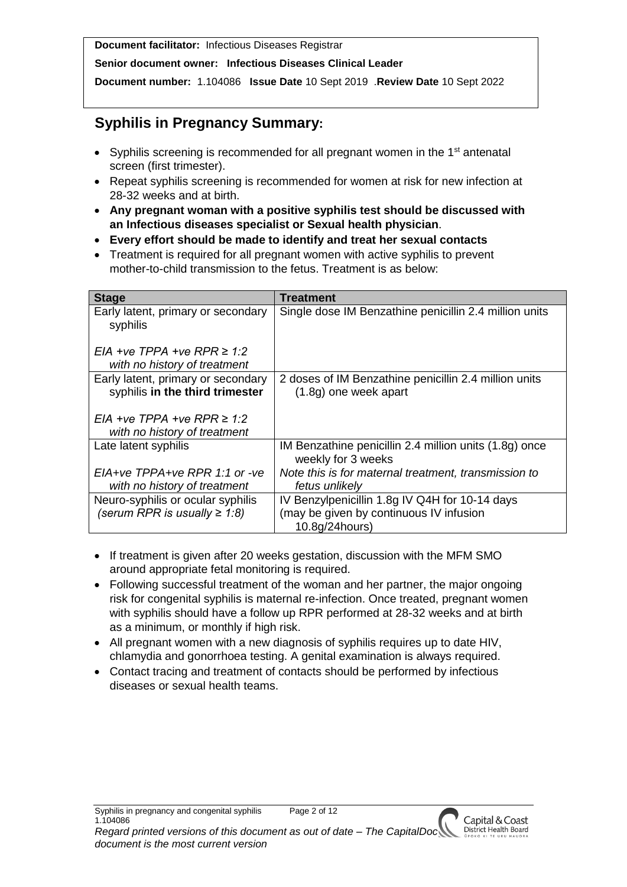**Document facilitator:** Infectious Diseases Registrar

**Senior document owner: Infectious Diseases Clinical Leader**

**Document number:** 1.104086 **Issue Date** 10 Sept 2019 .**Review Date** 10 Sept 2022

## Syphilis in Pregnancy Summary:

- Syphilis screening is recommended for all pregnant women in the 1st antenatal screen (first trimester).
- Repeat syphilis screening is recommended for women at risk for new infection at 28-32 weeks and at birth.
- **Any pregnant woman with a positive syphilis test should be discussed with an Infectious diseases specialist or Sexual health physician**.
- **Every effort should be made to identify and treat her sexual contacts**
- Treatment is required for all pregnant women with active syphilis to prevent mother-to-child transmission to the fetus. Treatment is as below:

| Stage | Treatment |
|---|---|
| Early latent, primary or secondary syphilis<br><br>*EIA +ve TPPA +ve RPR ≥ 1:2 with no history of treatment* | Single dose IM Benzathine penicillin 2.4 million units |
| Early latent, primary or secondary syphilis **in the third trimester**<br><br>*EIA +ve TPPA +ve RPR ≥ 1:2 with no history of treatment* | 2 doses of IM Benzathine penicillin 2.4 million units (1.8g) one week apart |
| Late latent syphilis<br><br>*EIA+ve TPPA+ve RPR 1:1 or -ve with no history of treatment* | IM Benzathine penicillin 2.4 million units (1.8g) once weekly for 3 weeks<br><br>*Note this is for maternal treatment, transmission to fetus unlikely* |
| Neuro-syphilis or ocular syphilis *(serum RPR is usually ≥ 1:8)* | IV Benzylpenicillin 1.8g IV Q4H for 10-14 days (may be given by continuous IV infusion 10.8g/24hours) |

- If treatment is given after 20 weeks gestation, discussion with the MFM SMO around appropriate fetal monitoring is required.
- Following successful treatment of the woman and her partner, the major ongoing risk for congenital syphilis is maternal re-infection. Once treated, pregnant women with syphilis should have a follow up RPR performed at 28-32 weeks and at birth as a minimum, or monthly if high risk.
- All pregnant women with a new diagnosis of syphilis requires up to date HIV, chlamydia and gonorrhoea testing. A genital examination is always required.
- Contact tracing and treatment of contacts should be performed by infectious diseases or sexual health teams.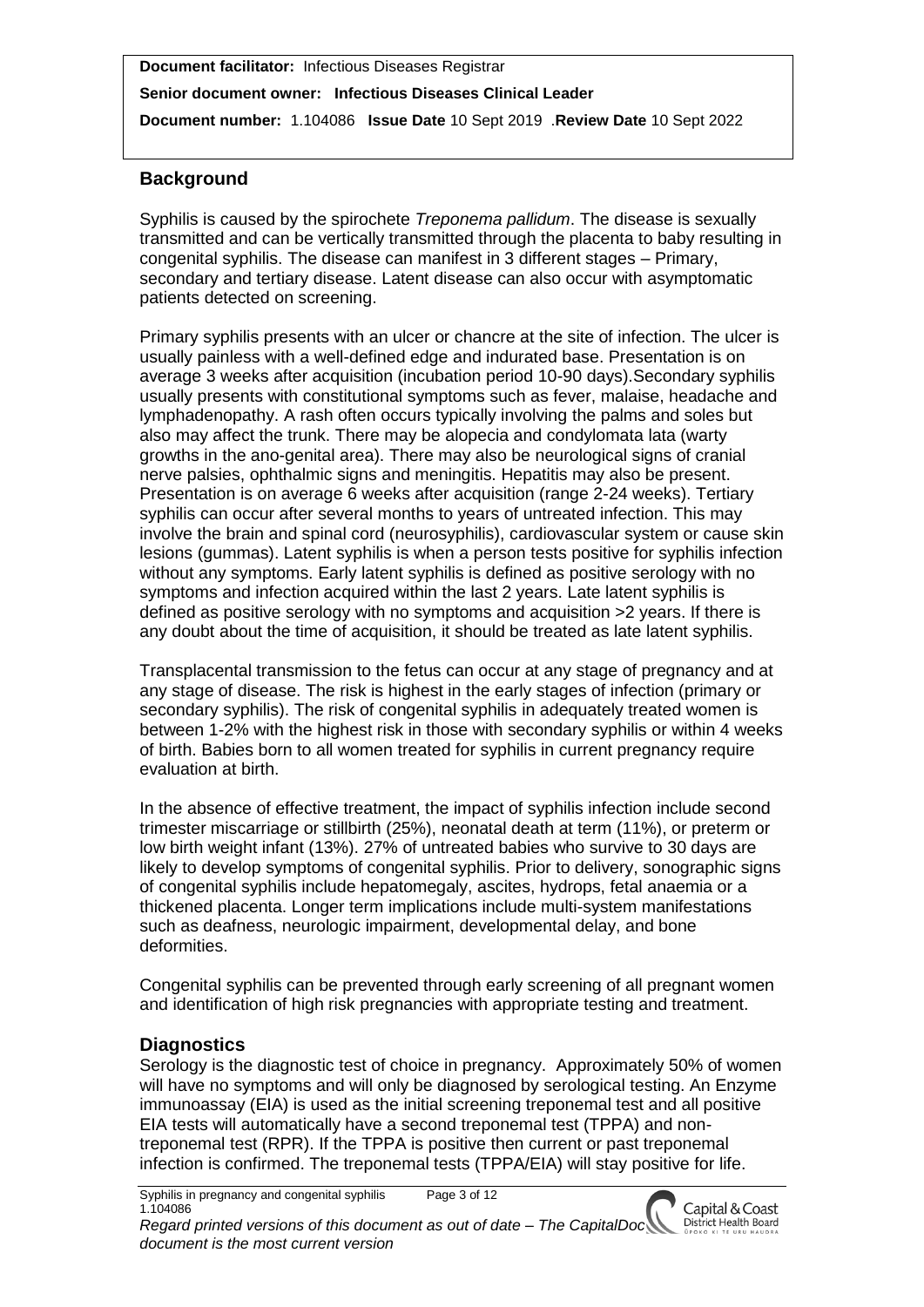**Document facilitator:** Infectious Diseases Registrar

**Senior document owner: Infectious Diseases Clinical Leader**

**Document number:** 1.104086 **Issue Date** 10 Sept 2019 .**Review Date** 10 Sept 2022

## Background

Syphilis is caused by the spirochete *Treponema pallidum*. The disease is sexually transmitted and can be vertically transmitted through the placenta to baby resulting in congenital syphilis. The disease can manifest in 3 different stages – Primary, secondary and tertiary disease. Latent disease can also occur with asymptomatic patients detected on screening.

Primary syphilis presents with an ulcer or chancre at the site of infection. The ulcer is usually painless with a well-defined edge and indurated base. Presentation is on average 3 weeks after acquisition (incubation period 10-90 days).Secondary syphilis usually presents with constitutional symptoms such as fever, malaise, headache and lymphadenopathy. A rash often occurs typically involving the palms and soles but also may affect the trunk. There may be alopecia and condylomata lata (warty growths in the ano-genital area). There may also be neurological signs of cranial nerve palsies, ophthalmic signs and meningitis. Hepatitis may also be present. Presentation is on average 6 weeks after acquisition (range 2-24 weeks). Tertiary syphilis can occur after several months to years of untreated infection. This may involve the brain and spinal cord (neurosyphilis), cardiovascular system or cause skin lesions (gummas). Latent syphilis is when a person tests positive for syphilis infection without any symptoms. Early latent syphilis is defined as positive serology with no symptoms and infection acquired within the last 2 years. Late latent syphilis is defined as positive serology with no symptoms and acquisition >2 years. If there is any doubt about the time of acquisition, it should be treated as late latent syphilis.

Transplacental transmission to the fetus can occur at any stage of pregnancy and at any stage of disease. The risk is highest in the early stages of infection (primary or secondary syphilis). The risk of congenital syphilis in adequately treated women is between 1-2% with the highest risk in those with secondary syphilis or within 4 weeks of birth. Babies born to all women treated for syphilis in current pregnancy require evaluation at birth.

In the absence of effective treatment, the impact of syphilis infection include second trimester miscarriage or stillbirth (25%), neonatal death at term (11%), or preterm or low birth weight infant (13%). 27% of untreated babies who survive to 30 days are likely to develop symptoms of congenital syphilis. Prior to delivery, sonographic signs of congenital syphilis include hepatomegaly, ascites, hydrops, fetal anaemia or a thickened placenta. Longer term implications include multi-system manifestations such as deafness, neurologic impairment, developmental delay, and bone deformities.

Congenital syphilis can be prevented through early screening of all pregnant women and identification of high risk pregnancies with appropriate testing and treatment.

## Diagnostics

Serology is the diagnostic test of choice in pregnancy. Approximately 50% of women will have no symptoms and will only be diagnosed by serological testing. An Enzyme immunoassay (EIA) is used as the initial screening treponemal test and all positive EIA tests will automatically have a second treponemal test (TPPA) and non-treponemal test (RPR). If the TPPA is positive then current or past treponemal infection is confirmed. The treponemal tests (TPPA/EIA) will stay positive for life.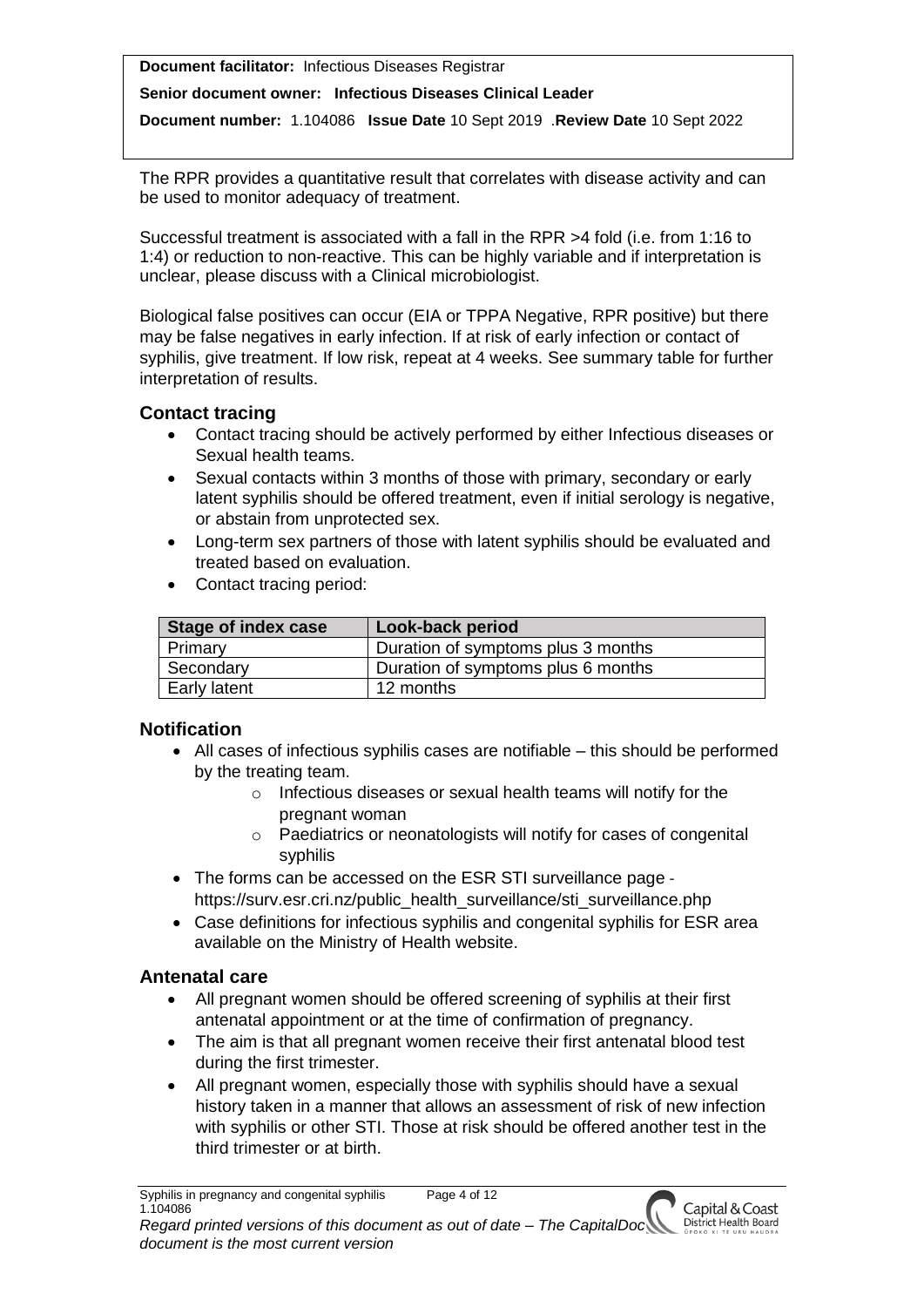The RPR provides a quantitative result that correlates with disease activity and can be used to monitor adequacy of treatment.

Successful treatment is associated with a fall in the RPR >4 fold (i.e. from 1:16 to 1:4) or reduction to non-reactive. This can be highly variable and if interpretation is unclear, please discuss with a Clinical microbiologist.

Biological false positives can occur (EIA or TPPA Negative, RPR positive) but there may be false negatives in early infection. If at risk of early infection or contact of syphilis, give treatment. If low risk, repeat at 4 weeks. See summary table for further interpretation of results.

## Contact tracing

- Contact tracing should be actively performed by either Infectious diseases or Sexual health teams.
- Sexual contacts within 3 months of those with primary, secondary or early latent syphilis should be offered treatment, even if initial serology is negative, or abstain from unprotected sex.
- Long-term sex partners of those with latent syphilis should be evaluated and treated based on evaluation.
- Contact tracing period:

| Stage of index case | Look-back period |
|---|---|
| Primary | Duration of symptoms plus 3 months |
| Secondary | Duration of symptoms plus 6 months |
| Early latent | 12 months |

## Notification

- All cases of infectious syphilis cases are notifiable – this should be performed by the treating team.
  - Infectious diseases or sexual health teams will notify for the pregnant woman
  - Paediatrics or neonatologists will notify for cases of congenital syphilis
- The forms can be accessed on the ESR STI surveillance page - https://surv.esr.cri.nz/public_health_surveillance/sti_surveillance.php
- Case definitions for infectious syphilis and congenital syphilis for ESR area available on the Ministry of Health website.

## Antenatal care

- All pregnant women should be offered screening of syphilis at their first antenatal appointment or at the time of confirmation of pregnancy.
- The aim is that all pregnant women receive their first antenatal blood test during the first trimester.
- All pregnant women, especially those with syphilis should have a sexual history taken in a manner that allows an assessment of risk of new infection with syphilis or other STI. Those at risk should be offered another test in the third trimester or at birth.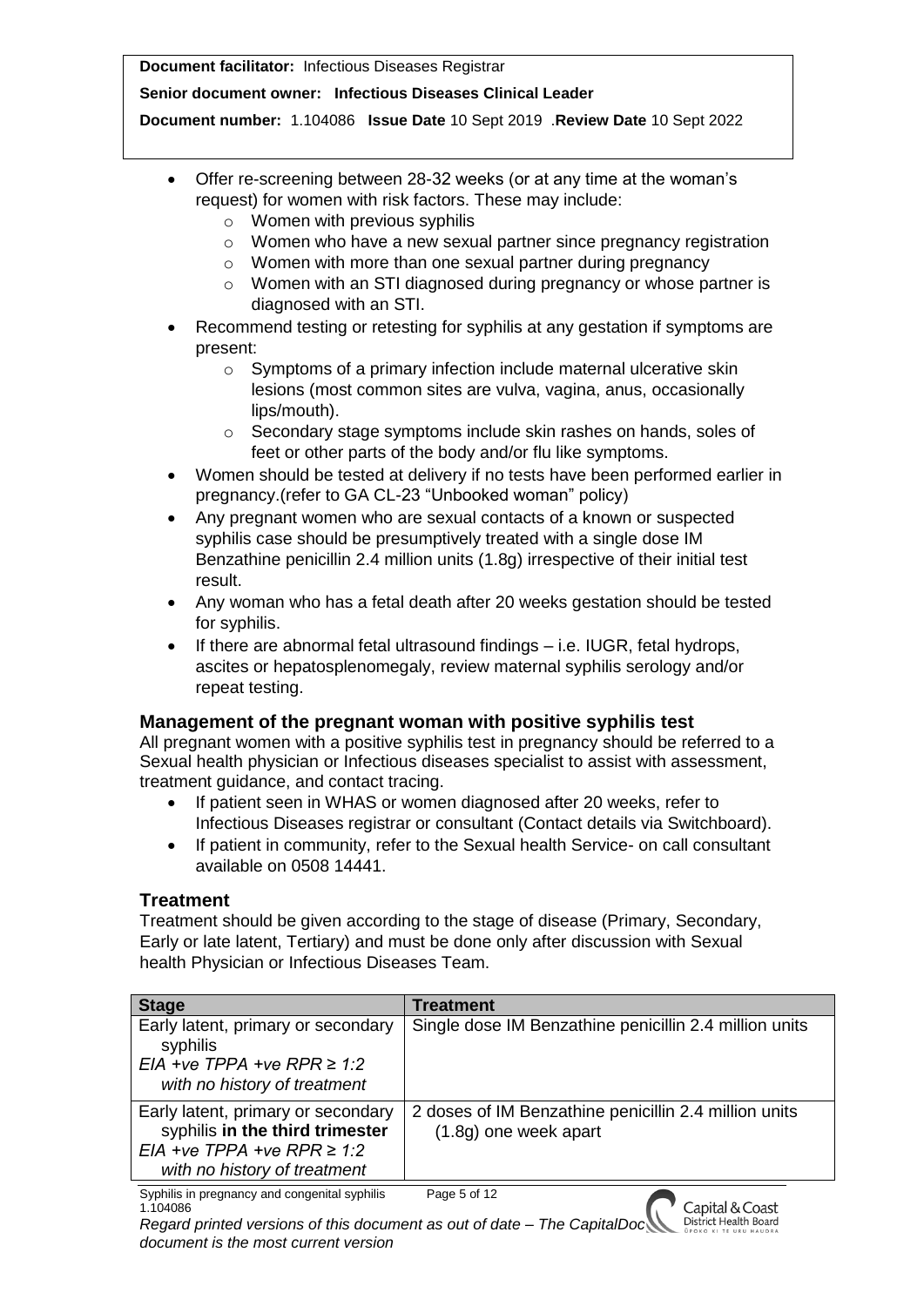- Offer re-screening between 28-32 weeks (or at any time at the woman's request) for women with risk factors. These may include:
  - Women with previous syphilis
  - Women who have a new sexual partner since pregnancy registration
  - Women with more than one sexual partner during pregnancy
  - Women with an STI diagnosed during pregnancy or whose partner is diagnosed with an STI.
- Recommend testing or retesting for syphilis at any gestation if symptoms are present:
  - Symptoms of a primary infection include maternal ulcerative skin lesions (most common sites are vulva, vagina, anus, occasionally lips/mouth).
  - Secondary stage symptoms include skin rashes on hands, soles of feet or other parts of the body and/or flu like symptoms.
- Women should be tested at delivery if no tests have been performed earlier in pregnancy.(refer to GA CL-23 "Unbooked woman" policy)
- Any pregnant women who are sexual contacts of a known or suspected syphilis case should be presumptively treated with a single dose IM Benzathine penicillin 2.4 million units (1.8g) irrespective of their initial test result.
- Any woman who has a fetal death after 20 weeks gestation should be tested for syphilis.
- If there are abnormal fetal ultrasound findings – i.e. IUGR, fetal hydrops, ascites or hepatosplenomegaly, review maternal syphilis serology and/or repeat testing.

## Management of the pregnant woman with positive syphilis test

All pregnant women with a positive syphilis test in pregnancy should be referred to a Sexual health physician or Infectious diseases specialist to assist with assessment, treatment guidance, and contact tracing.

- If patient seen in WHAS or women diagnosed after 20 weeks, refer to Infectious Diseases registrar or consultant (Contact details via Switchboard).
- If patient in community, refer to the Sexual health Service- on call consultant available on 0508 14441.

## Treatment

Treatment should be given according to the stage of disease (Primary, Secondary, Early or late latent, Tertiary) and must be done only after discussion with Sexual health Physician or Infectious Diseases Team.

| Stage | Treatment |
|---|---|
| Early latent, primary or secondary syphilis<br>*EIA +ve TPPA +ve RPR ≥ 1:2 with no history of treatment* | Single dose IM Benzathine penicillin 2.4 million units |
| Early latent, primary or secondary syphilis **in the third trimester**<br>*EIA +ve TPPA +ve RPR ≥ 1:2 with no history of treatment* | 2 doses of IM Benzathine penicillin 2.4 million units (1.8g) one week apart |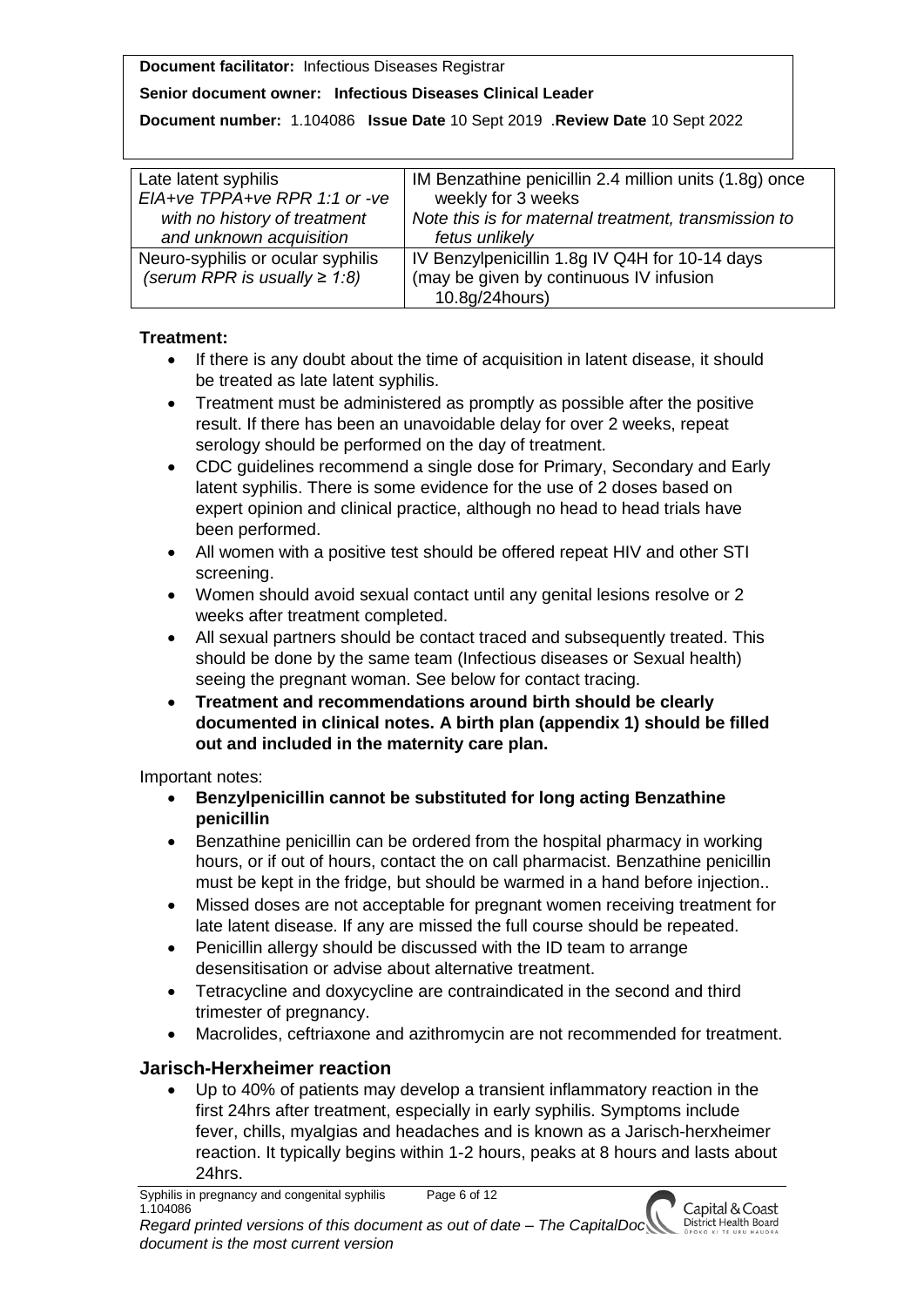| Late latent syphilis *EIA+ve TPPA+ve RPR 1:1 or -ve with no history of treatment and unknown acquisition* | IM Benzathine penicillin 2.4 million units (1.8g) once weekly for 3 weeks *Note this is for maternal treatment, transmission to fetus unlikely* |
|---|---|
| Neuro-syphilis or ocular syphilis *(serum RPR is usually ≥ 1:8)* | IV Benzylpenicillin 1.8g IV Q4H for 10-14 days (may be given by continuous IV infusion 10.8g/24hours) |

**Treatment:**

- If there is any doubt about the time of acquisition in latent disease, it should be treated as late latent syphilis.
- Treatment must be administered as promptly as possible after the positive result. If there has been an unavoidable delay for over 2 weeks, repeat serology should be performed on the day of treatment.
- CDC guidelines recommend a single dose for Primary, Secondary and Early latent syphilis. There is some evidence for the use of 2 doses based on expert opinion and clinical practice, although no head to head trials have been performed.
- All women with a positive test should be offered repeat HIV and other STI screening.
- Women should avoid sexual contact until any genital lesions resolve or 2 weeks after treatment completed.
- All sexual partners should be contact traced and subsequently treated. This should be done by the same team (Infectious diseases or Sexual health) seeing the pregnant woman. See below for contact tracing.
- **Treatment and recommendations around birth should be clearly documented in clinical notes. A birth plan (appendix 1) should be filled out and included in the maternity care plan.**

Important notes:

- **Benzylpenicillin cannot be substituted for long acting Benzathine penicillin**
- Benzathine penicillin can be ordered from the hospital pharmacy in working hours, or if out of hours, contact the on call pharmacist. Benzathine penicillin must be kept in the fridge, but should be warmed in a hand before injection..
- Missed doses are not acceptable for pregnant women receiving treatment for late latent disease. If any are missed the full course should be repeated.
- Penicillin allergy should be discussed with the ID team to arrange desensitisation or advise about alternative treatment.
- Tetracycline and doxycycline are contraindicated in the second and third trimester of pregnancy.
- Macrolides, ceftriaxone and azithromycin are not recommended for treatment.

## Jarisch-Herxheimer reaction

- Up to 40% of patients may develop a transient inflammatory reaction in the first 24hrs after treatment, especially in early syphilis. Symptoms include fever, chills, myalgias and headaches and is known as a Jarisch-herxheimer reaction. It typically begins within 1-2 hours, peaks at 8 hours and lasts about 24hrs.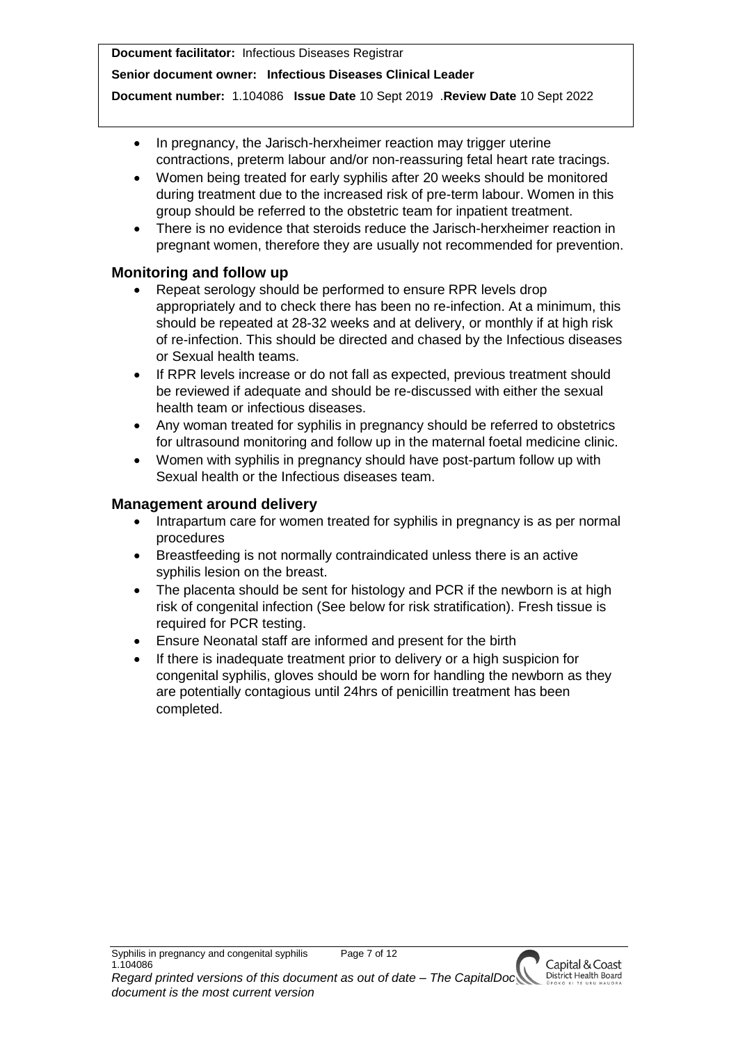- In pregnancy, the Jarisch-herxheimer reaction may trigger uterine contractions, preterm labour and/or non-reassuring fetal heart rate tracings.
- Women being treated for early syphilis after 20 weeks should be monitored during treatment due to the increased risk of pre-term labour. Women in this group should be referred to the obstetric team for inpatient treatment.
- There is no evidence that steroids reduce the Jarisch-herxheimer reaction in pregnant women, therefore they are usually not recommended for prevention.

## Monitoring and follow up

- Repeat serology should be performed to ensure RPR levels drop appropriately and to check there has been no re-infection. At a minimum, this should be repeated at 28-32 weeks and at delivery, or monthly if at high risk of re-infection. This should be directed and chased by the Infectious diseases or Sexual health teams.
- If RPR levels increase or do not fall as expected, previous treatment should be reviewed if adequate and should be re-discussed with either the sexual health team or infectious diseases.
- Any woman treated for syphilis in pregnancy should be referred to obstetrics for ultrasound monitoring and follow up in the maternal foetal medicine clinic.
- Women with syphilis in pregnancy should have post-partum follow up with Sexual health or the Infectious diseases team.

## Management around delivery

- Intrapartum care for women treated for syphilis in pregnancy is as per normal procedures
- Breastfeeding is not normally contraindicated unless there is an active syphilis lesion on the breast.
- The placenta should be sent for histology and PCR if the newborn is at high risk of congenital infection (See below for risk stratification). Fresh tissue is required for PCR testing.
- Ensure Neonatal staff are informed and present for the birth
- If there is inadequate treatment prior to delivery or a high suspicion for congenital syphilis, gloves should be worn for handling the newborn as they are potentially contagious until 24hrs of penicillin treatment has been completed.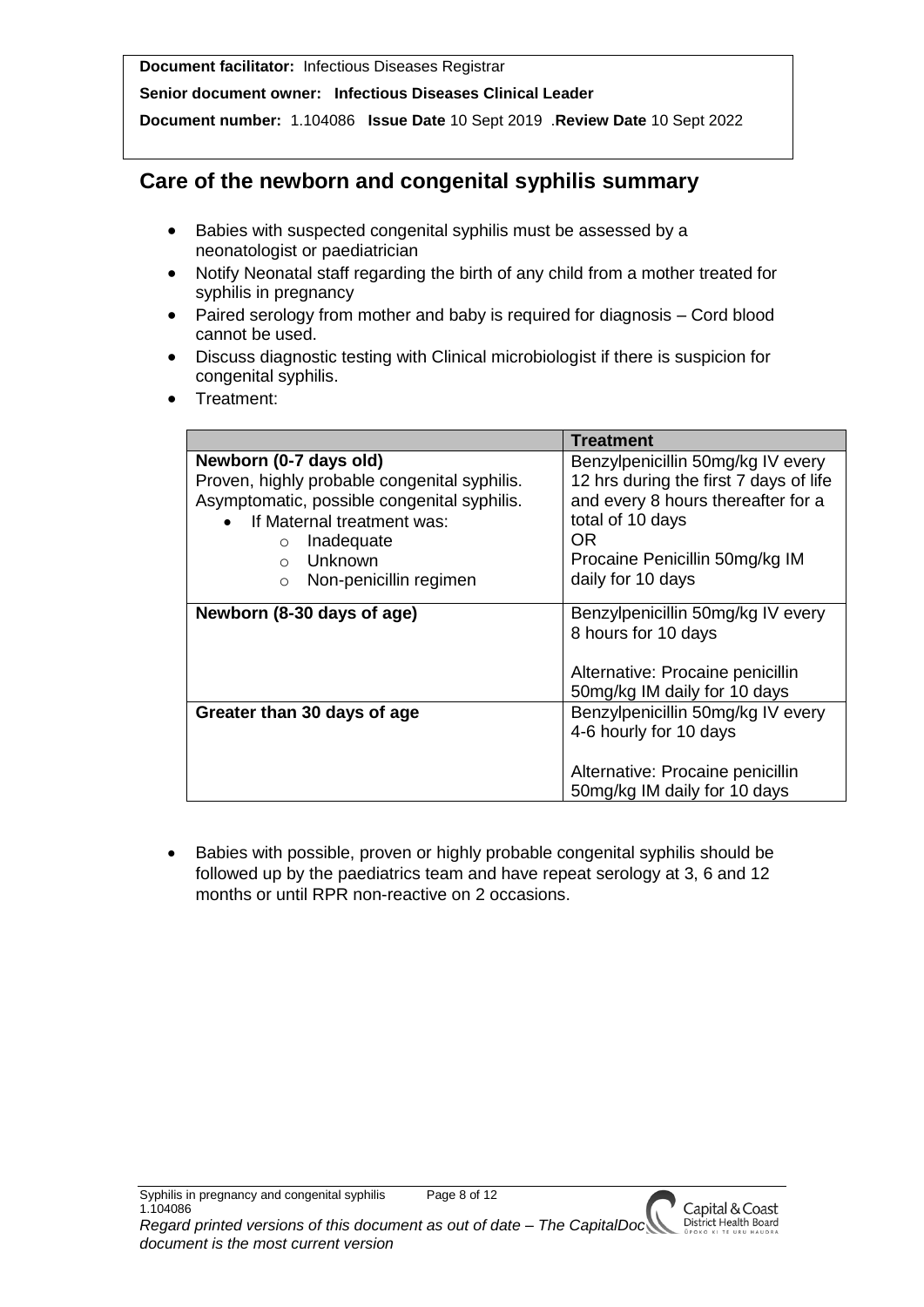**Document facilitator:** Infectious Diseases Registrar

**Senior document owner: Infectious Diseases Clinical Leader**

**Document number:** 1.104086 **Issue Date** 10 Sept 2019 .**Review Date** 10 Sept 2022

## Care of the newborn and congenital syphilis summary

- Babies with suspected congenital syphilis must be assessed by a neonatologist or paediatrician
- Notify Neonatal staff regarding the birth of any child from a mother treated for syphilis in pregnancy
- Paired serology from mother and baby is required for diagnosis – Cord blood cannot be used.
- Discuss diagnostic testing with Clinical microbiologist if there is suspicion for congenital syphilis.
- Treatment:

| | **Treatment** |
|---|---|
| **Newborn (0-7 days old)**<br>Proven, highly probable congenital syphilis.<br>Asymptomatic, possible congenital syphilis.<br>• If Maternal treatment was:<br>  ○ Inadequate<br>  ○ Unknown<br>  ○ Non-penicillin regimen | Benzylpenicillin 50mg/kg IV every 12 hrs during the first 7 days of life and every 8 hours thereafter for a total of 10 days<br>OR<br>Procaine Penicillin 50mg/kg IM daily for 10 days |
| **Newborn (8-30 days of age)** | Benzylpenicillin 50mg/kg IV every 8 hours for 10 days<br><br>Alternative: Procaine penicillin 50mg/kg IM daily for 10 days |
| **Greater than 30 days of age** | Benzylpenicillin 50mg/kg IV every 4-6 hourly for 10 days<br><br>Alternative: Procaine penicillin 50mg/kg IM daily for 10 days |

- Babies with possible, proven or highly probable congenital syphilis should be followed up by the paediatrics team and have repeat serology at 3, 6 and 12 months or until RPR non-reactive on 2 occasions.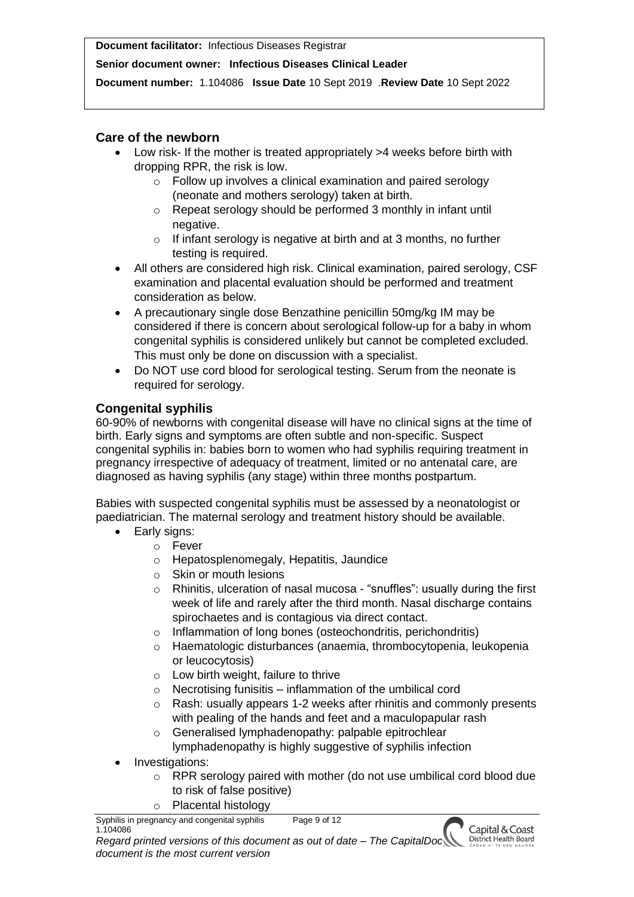**Document facilitator:** Infectious Diseases Registrar

**Senior document owner: Infectious Diseases Clinical Leader**

**Document number:** 1.104086 **Issue Date** 10 Sept 2019 .**Review Date** 10 Sept 2022

## Care of the newborn

- Low risk- If the mother is treated appropriately >4 weeks before birth with dropping RPR, the risk is low.
  - Follow up involves a clinical examination and paired serology (neonate and mothers serology) taken at birth.
  - Repeat serology should be performed 3 monthly in infant until negative.
  - If infant serology is negative at birth and at 3 months, no further testing is required.
- All others are considered high risk. Clinical examination, paired serology, CSF examination and placental evaluation should be performed and treatment consideration as below.
- A precautionary single dose Benzathine penicillin 50mg/kg IM may be considered if there is concern about serological follow-up for a baby in whom congenital syphilis is considered unlikely but cannot be completed excluded. This must only be done on discussion with a specialist.
- Do NOT use cord blood for serological testing. Serum from the neonate is required for serology.

## Congenital syphilis

60-90% of newborns with congenital disease will have no clinical signs at the time of birth. Early signs and symptoms are often subtle and non-specific. Suspect congenital syphilis in: babies born to women who had syphilis requiring treatment in pregnancy irrespective of adequacy of treatment, limited or no antenatal care, are diagnosed as having syphilis (any stage) within three months postpartum.

Babies with suspected congenital syphilis must be assessed by a neonatologist or paediatrician. The maternal serology and treatment history should be available.

- Early signs:
  - Fever
  - Hepatosplenomegaly, Hepatitis, Jaundice
  - Skin or mouth lesions
  - Rhinitis, ulceration of nasal mucosa - "snuffles": usually during the first week of life and rarely after the third month. Nasal discharge contains spirochaetes and is contagious via direct contact.
  - Inflammation of long bones (osteochondritis, perichondritis)
  - Haematologic disturbances (anaemia, thrombocytopenia, leukopenia or leucocytosis)
  - Low birth weight, failure to thrive
  - Necrotising funisitis – inflammation of the umbilical cord
  - Rash: usually appears 1-2 weeks after rhinitis and commonly presents with pealing of the hands and feet and a maculopapular rash
  - Generalised lymphadenopathy: palpable epitrochlear lymphadenopathy is highly suggestive of syphilis infection
- Investigations:
  - RPR serology paired with mother (do not use umbilical cord blood due to risk of false positive)
  - Placental histology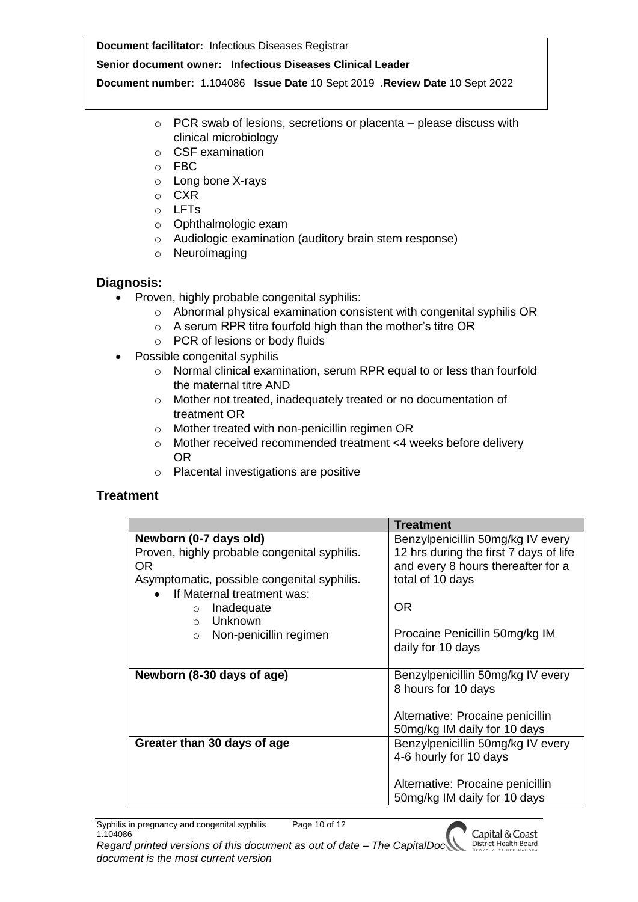- PCR swab of lesions, secretions or placenta – please discuss with clinical microbiology
- CSF examination
- FBC
- Long bone X-rays
- CXR
- LFTs
- Ophthalmologic exam
- Audiologic examination (auditory brain stem response)
- Neuroimaging

## Diagnosis:

- Proven, highly probable congenital syphilis:
  - Abnormal physical examination consistent with congenital syphilis OR
  - A serum RPR titre fourfold high than the mother's titre OR
  - PCR of lesions or body fluids
- Possible congenital syphilis
  - Normal clinical examination, serum RPR equal to or less than fourfold the maternal titre AND
  - Mother not treated, inadequately treated or no documentation of treatment OR
  - Mother treated with non-penicillin regimen OR
  - Mother received recommended treatment <4 weeks before delivery OR
  - Placental investigations are positive

## Treatment

| | Treatment |
|---|---|
| **Newborn (0-7 days old)**<br>Proven, highly probable congenital syphilis.<br>OR<br>Asymptomatic, possible congenital syphilis.<br>• If Maternal treatment was:<br>  ○ Inadequate<br>  ○ Unknown<br>  ○ Non-penicillin regimen | Benzylpenicillin 50mg/kg IV every 12 hrs during the first 7 days of life and every 8 hours thereafter for a total of 10 days<br><br>OR<br><br>Procaine Penicillin 50mg/kg IM daily for 10 days |
| **Newborn (8-30 days of age)** | Benzylpenicillin 50mg/kg IV every 8 hours for 10 days<br><br>Alternative: Procaine penicillin 50mg/kg IM daily for 10 days |
| **Greater than 30 days of age** | Benzylpenicillin 50mg/kg IV every 4-6 hourly for 10 days<br><br>Alternative: Procaine penicillin 50mg/kg IM daily for 10 days |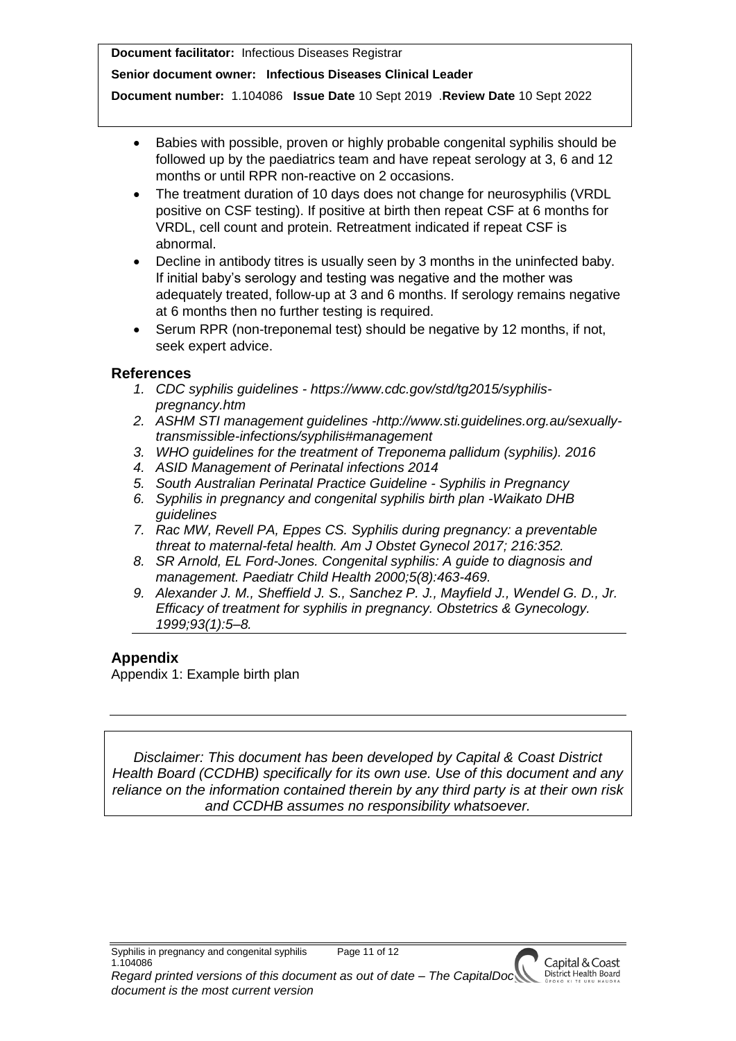**Document facilitator:** Infectious Diseases Registrar

**Senior document owner: Infectious Diseases Clinical Leader**

**Document number:** 1.104086 **Issue Date** 10 Sept 2019 .**Review Date** 10 Sept 2022

- Babies with possible, proven or highly probable congenital syphilis should be followed up by the paediatrics team and have repeat serology at 3, 6 and 12 months or until RPR non-reactive on 2 occasions.
- The treatment duration of 10 days does not change for neurosyphilis (VRDL positive on CSF testing). If positive at birth then repeat CSF at 6 months for VRDL, cell count and protein. Retreatment indicated if repeat CSF is abnormal.
- Decline in antibody titres is usually seen by 3 months in the uninfected baby. If initial baby's serology and testing was negative and the mother was adequately treated, follow-up at 3 and 6 months. If serology remains negative at 6 months then no further testing is required.
- Serum RPR (non-treponemal test) should be negative by 12 months, if not, seek expert advice.

## References

1. *CDC syphilis guidelines - https://www.cdc.gov/std/tg2015/syphilis-pregnancy.htm*
2. *ASHM STI management guidelines -http://www.sti.guidelines.org.au/sexually-transmissible-infections/syphilis#management*
3. *WHO guidelines for the treatment of Treponema pallidum (syphilis). 2016*
4. *ASID Management of Perinatal infections 2014*
5. *South Australian Perinatal Practice Guideline - Syphilis in Pregnancy*
6. *Syphilis in pregnancy and congenital syphilis birth plan -Waikato DHB guidelines*
7. *Rac MW, Revell PA, Eppes CS. Syphilis during pregnancy: a preventable threat to maternal-fetal health. Am J Obstet Gynecol 2017; 216:352.*
8. *SR Arnold, EL Ford-Jones. Congenital syphilis: A guide to diagnosis and management. Paediatr Child Health 2000;5(8):463-469.*
9. *Alexander J. M., Sheffield J. S., Sanchez P. J., Mayfield J., Wendel G. D., Jr. Efficacy of treatment for syphilis in pregnancy. Obstetrics & Gynecology. 1999;93(1):5–8.*

## Appendix

Appendix 1: Example birth plan

*Disclaimer: This document has been developed by Capital & Coast District Health Board (CCDHB) specifically for its own use. Use of this document and any reliance on the information contained therein by any third party is at their own risk and CCDHB assumes no responsibility whatsoever.*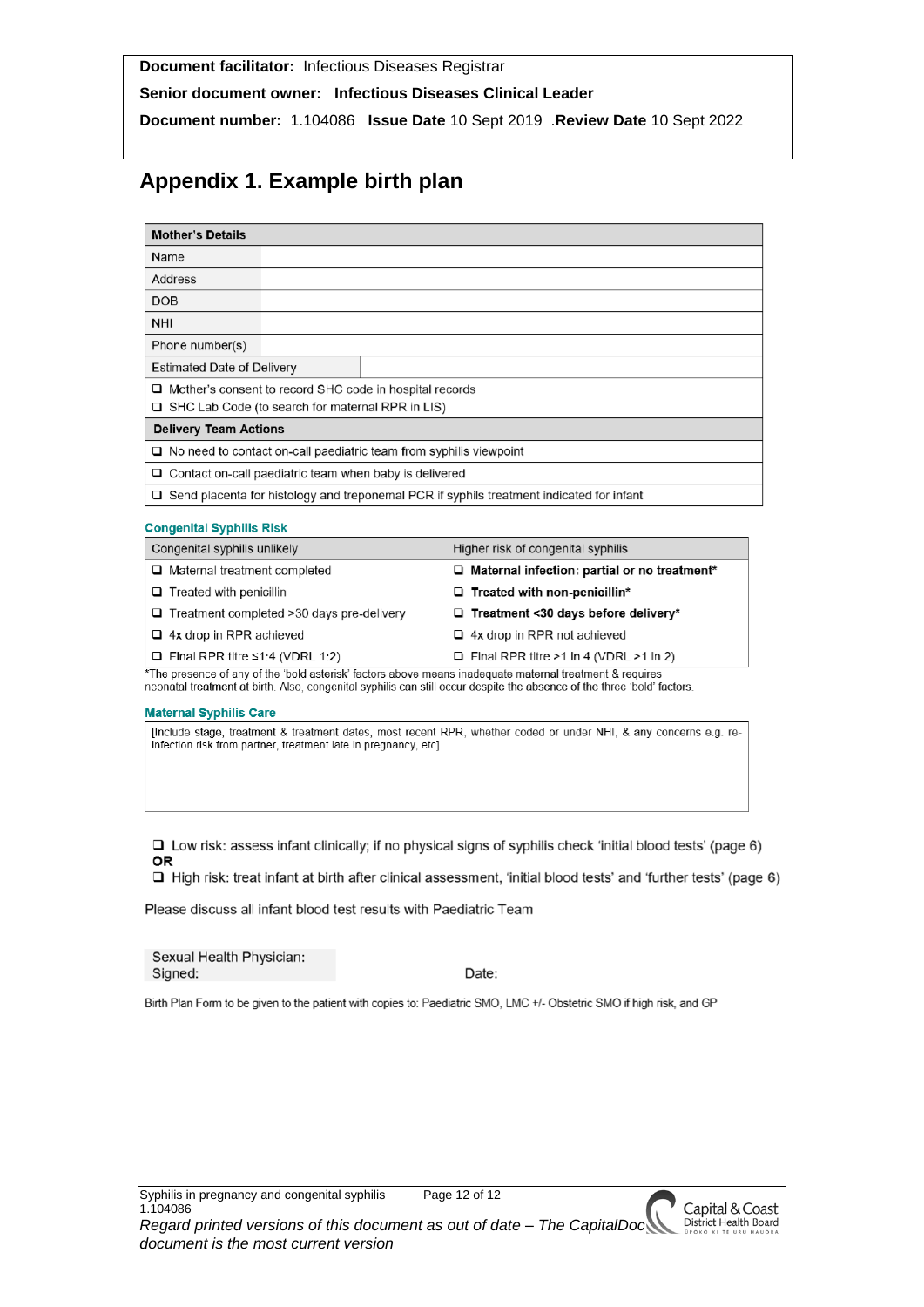**Document facilitator:** Infectious Diseases Registrar

**Senior document owner:** Infectious Diseases Clinical Leader

**Document number:** 1.104086 **Issue Date** 10 Sept 2019 .**Review Date** 10 Sept 2022

# Appendix 1. Example birth plan

| **Mother's Details** | |
|---|---|
| Name | |
| Address | |
| DOB | |
| NHI | |
| Phone number(s) | |
| Estimated Date of Delivery | |
| ❑ Mother's consent to record SHC code in hospital records<br>❑ SHC Lab Code (to search for maternal RPR in LIS) | |
| **Delivery Team Actions** | |
| ❑ No need to contact on-call paediatric team from syphilis viewpoint | |
| ❑ Contact on-call paediatric team when baby is delivered | |
| ❑ Send placenta for histology and treponemal PCR if syphilis treatment indicated for infant | |

**Congenital Syphilis Risk**

| Congenital syphilis unlikely | Higher risk of congenital syphilis |
|---|---|
| ❑ Maternal treatment completed | ❑ **Maternal infection: partial or no treatment*** |
| ❑ Treated with penicillin | ❑ **Treated with non-penicillin*** |
| ❑ Treatment completed >30 days pre-delivery | ❑ **Treatment <30 days before delivery*** |
| ❑ 4x drop in RPR achieved | ❑ 4x drop in RPR not achieved |
| ❑ Final RPR titre ≤1:4 (VDRL 1:2) | ❑ Final RPR titre >1 in 4 (VDRL >1 in 2) |

*The presence of any of the 'bold asterisk' factors above means inadequate maternal treatment & requires neonatal treatment at birth. Also, congenital syphilis can still occur despite the absence of the three 'bold' factors.

**Maternal Syphilis Care**

| |
|---|
| [Include stage, treatment & treatment dates, most recent RPR, whether coded or under NHI, & any concerns e.g. re-infection risk from partner, treatment late in pregnancy, etc] |

❑ Low risk: assess infant clinically; if no physical signs of syphilis check 'initial blood tests' (page 6)

**OR**

❑ High risk: treat infant at birth after clinical assessment, 'initial blood tests' and 'further tests' (page 6)

Please discuss all infant blood test results with Paediatric Team

Sexual Health Physician:

Signed: Date:

Birth Plan Form to be given to the patient with copies to: Paediatric SMO, LMC +/- Obstetric SMO if high risk, and GP